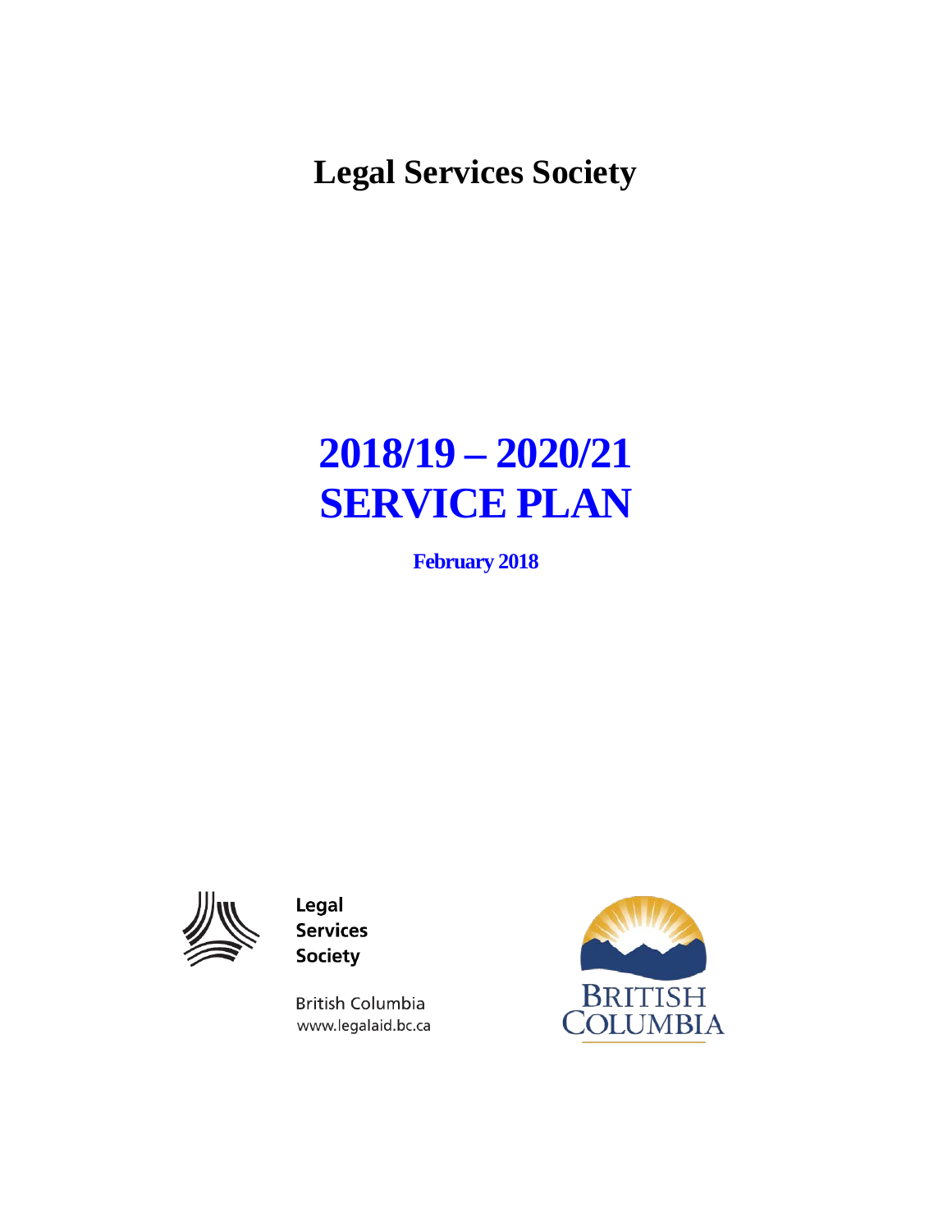# Legal Services Society

# 2018/19 – 2020/21 SERVICE PLAN

**February 2018**

Legal Services Society

British Columbia
www.legalaid.bc.ca

BRITISH COLUMBIA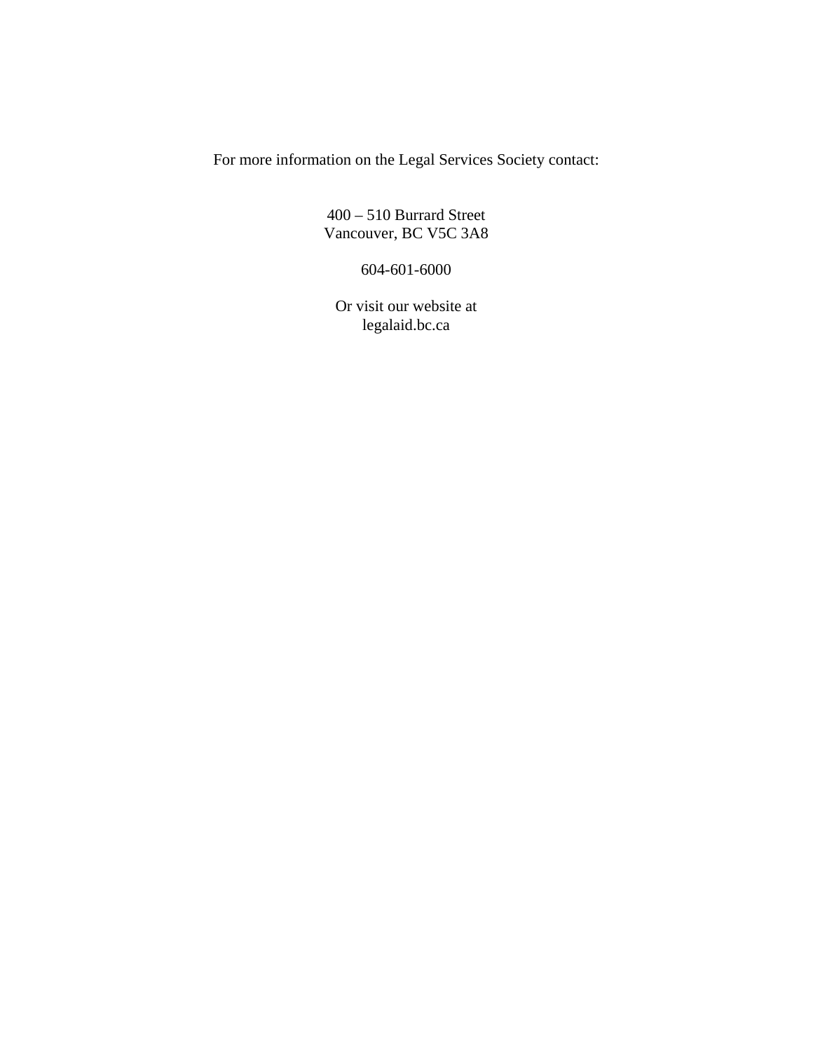For more information on the Legal Services Society contact:

400 – 510 Burrard Street
Vancouver, BC V5C 3A8

604-601-6000

Or visit our website at
legalaid.bc.ca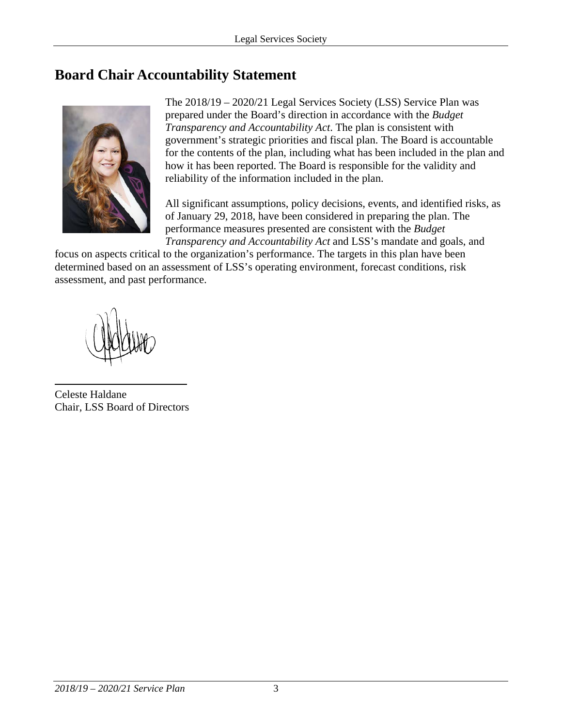## Board Chair Accountability Statement

The 2018/19 – 2020/21 Legal Services Society (LSS) Service Plan was prepared under the Board's direction in accordance with the *Budget Transparency and Accountability Act*. The plan is consistent with government's strategic priorities and fiscal plan. The Board is accountable for the contents of the plan, including what has been included in the plan and how it has been reported. The Board is responsible for the validity and reliability of the information included in the plan.

All significant assumptions, policy decisions, events, and identified risks, as of January 29, 2018, have been considered in preparing the plan. The performance measures presented are consistent with the *Budget Transparency and Accountability Act* and LSS's mandate and goals, and focus on aspects critical to the organization's performance. The targets in this plan have been determined based on an assessment of LSS's operating environment, forecast conditions, risk assessment, and past performance.

Celeste Haldane
Chair, LSS Board of Directors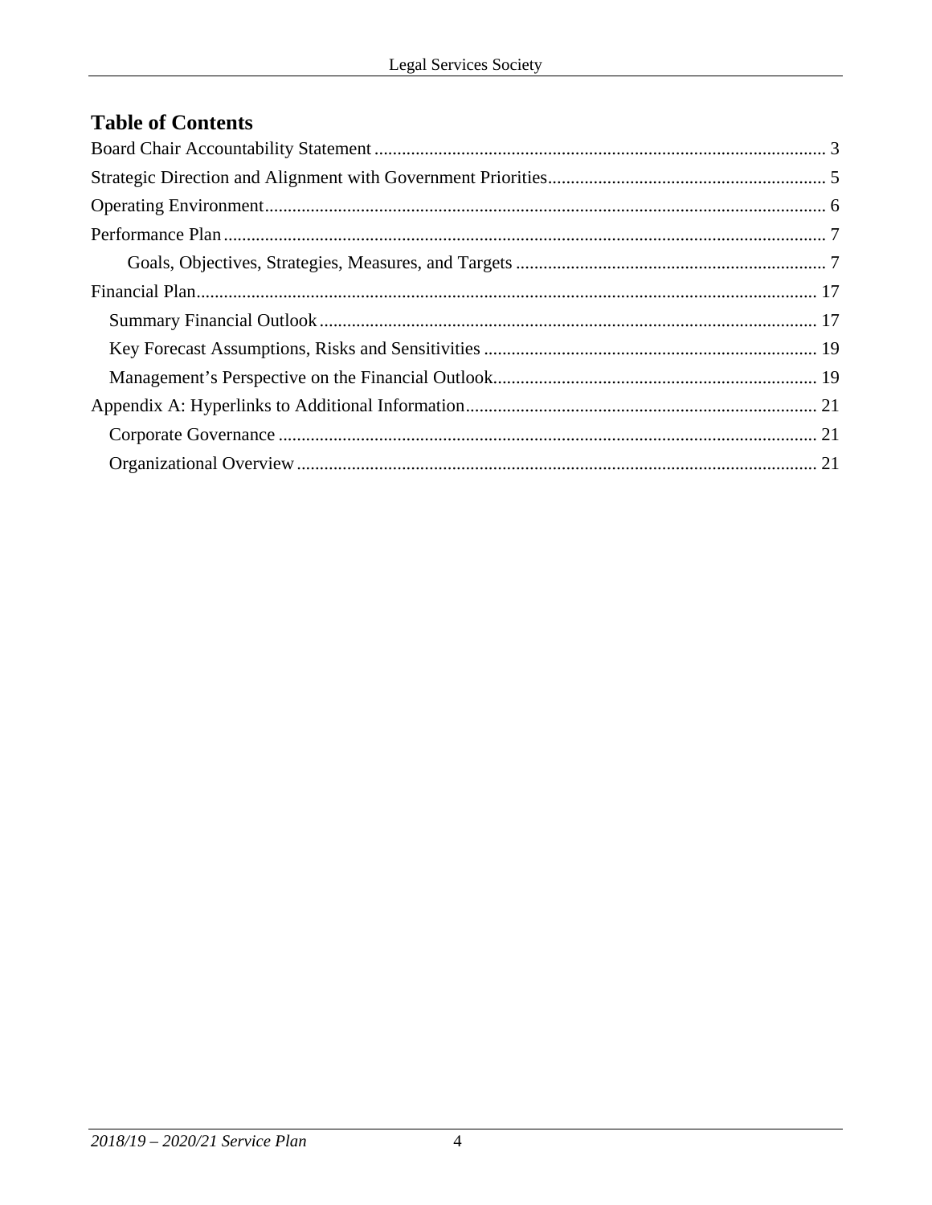## Table of Contents

Board Chair Accountability Statement .................................................................................................. 3

Strategic Direction and Alignment with Government Priorities............................................................ 5

Operating Environment.......................................................................................................................... 6

Performance Plan .................................................................................................................................. 7

- Goals, Objectives, Strategies, Measures, and Targets .................................................................... 7

Financial Plan....................................................................................................................................... 17

- Summary Financial Outlook ............................................................................................................ 17
- Key Forecast Assumptions, Risks and Sensitivities ......................................................................... 19
- Management's Perspective on the Financial Outlook....................................................................... 19

Appendix A: Hyperlinks to Additional Information............................................................................. 21

- Corporate Governance ..................................................................................................................... 21
- Organizational Overview ................................................................................................................. 21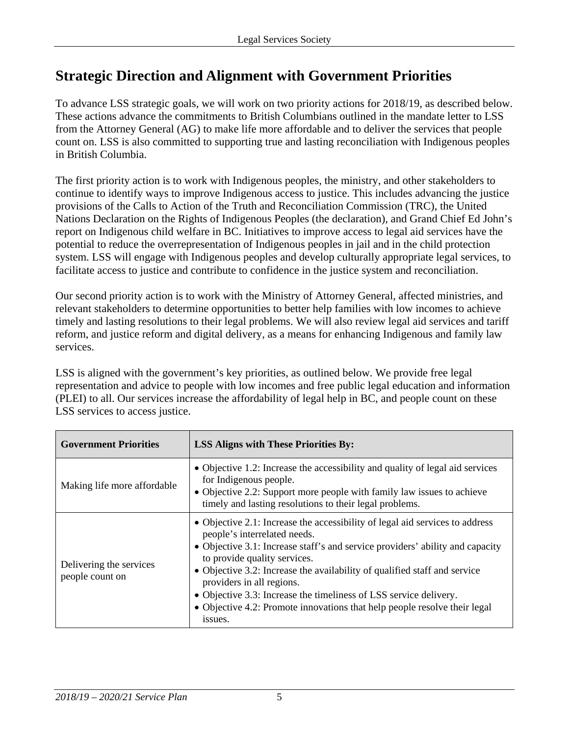## Strategic Direction and Alignment with Government Priorities

To advance LSS strategic goals, we will work on two priority actions for 2018/19, as described below. These actions advance the commitments to British Columbians outlined in the mandate letter to LSS from the Attorney General (AG) to make life more affordable and to deliver the services that people count on. LSS is also committed to supporting true and lasting reconciliation with Indigenous peoples in British Columbia.

The first priority action is to work with Indigenous peoples, the ministry, and other stakeholders to continue to identify ways to improve Indigenous access to justice. This includes advancing the justice provisions of the Calls to Action of the Truth and Reconciliation Commission (TRC), the United Nations Declaration on the Rights of Indigenous Peoples (the declaration), and Grand Chief Ed John's report on Indigenous child welfare in BC. Initiatives to improve access to legal aid services have the potential to reduce the overrepresentation of Indigenous peoples in jail and in the child protection system. LSS will engage with Indigenous peoples and develop culturally appropriate legal services, to facilitate access to justice and contribute to confidence in the justice system and reconciliation.

Our second priority action is to work with the Ministry of Attorney General, affected ministries, and relevant stakeholders to determine opportunities to better help families with low incomes to achieve timely and lasting resolutions to their legal problems. We will also review legal aid services and tariff reform, and justice reform and digital delivery, as a means for enhancing Indigenous and family law services.

LSS is aligned with the government's key priorities, as outlined below. We provide free legal representation and advice to people with low incomes and free public legal education and information (PLEI) to all. Our services increase the affordability of legal help in BC, and people count on these LSS services to access justice.

| Government Priorities | LSS Aligns with These Priorities By: |
|---|---|
| Making life more affordable | • Objective 1.2: Increase the accessibility and quality of legal aid services for Indigenous people.<br>• Objective 2.2: Support more people with family law issues to achieve timely and lasting resolutions to their legal problems. |
| Delivering the services people count on | • Objective 2.1: Increase the accessibility of legal aid services to address people's interrelated needs.<br>• Objective 3.1: Increase staff's and service providers' ability and capacity to provide quality services.<br>• Objective 3.2: Increase the availability of qualified staff and service providers in all regions.<br>• Objective 3.3: Increase the timeliness of LSS service delivery.<br>• Objective 4.2: Promote innovations that help people resolve their legal issues. |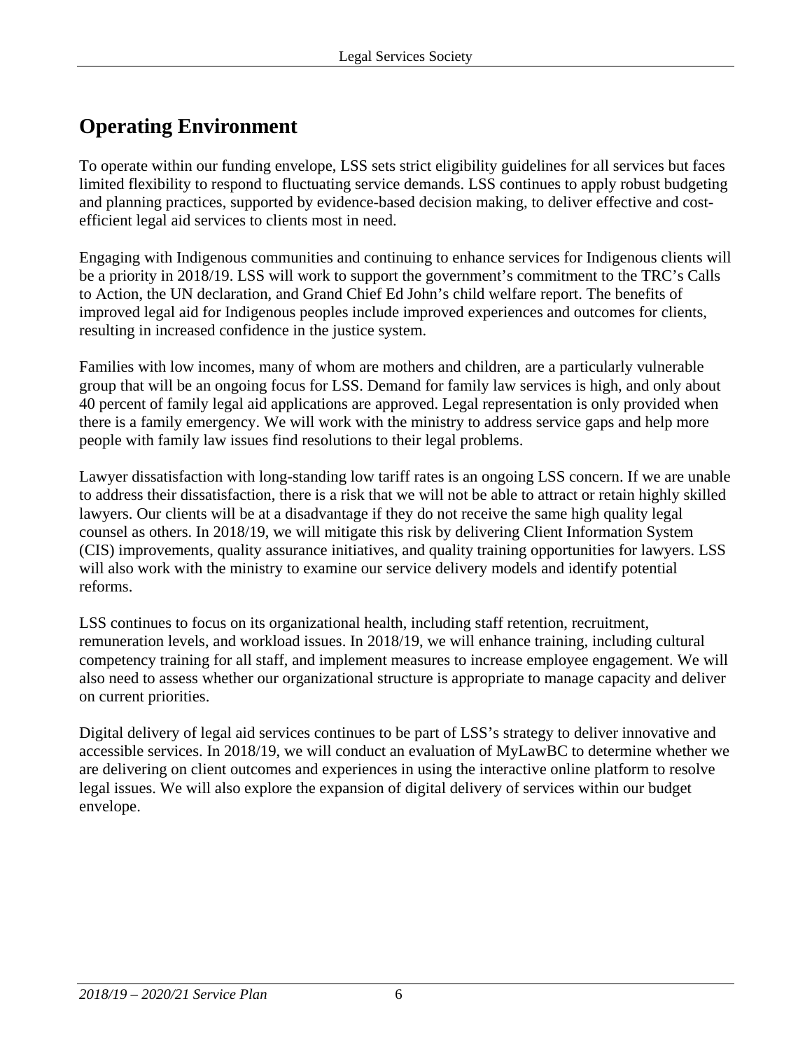# Operating Environment

To operate within our funding envelope, LSS sets strict eligibility guidelines for all services but faces limited flexibility to respond to fluctuating service demands. LSS continues to apply robust budgeting and planning practices, supported by evidence-based decision making, to deliver effective and cost-efficient legal aid services to clients most in need.

Engaging with Indigenous communities and continuing to enhance services for Indigenous clients will be a priority in 2018/19. LSS will work to support the government's commitment to the TRC's Calls to Action, the UN declaration, and Grand Chief Ed John's child welfare report. The benefits of improved legal aid for Indigenous peoples include improved experiences and outcomes for clients, resulting in increased confidence in the justice system.

Families with low incomes, many of whom are mothers and children, are a particularly vulnerable group that will be an ongoing focus for LSS. Demand for family law services is high, and only about 40 percent of family legal aid applications are approved. Legal representation is only provided when there is a family emergency. We will work with the ministry to address service gaps and help more people with family law issues find resolutions to their legal problems.

Lawyer dissatisfaction with long-standing low tariff rates is an ongoing LSS concern. If we are unable to address their dissatisfaction, there is a risk that we will not be able to attract or retain highly skilled lawyers. Our clients will be at a disadvantage if they do not receive the same high quality legal counsel as others. In 2018/19, we will mitigate this risk by delivering Client Information System (CIS) improvements, quality assurance initiatives, and quality training opportunities for lawyers. LSS will also work with the ministry to examine our service delivery models and identify potential reforms.

LSS continues to focus on its organizational health, including staff retention, recruitment, remuneration levels, and workload issues. In 2018/19, we will enhance training, including cultural competency training for all staff, and implement measures to increase employee engagement. We will also need to assess whether our organizational structure is appropriate to manage capacity and deliver on current priorities.

Digital delivery of legal aid services continues to be part of LSS's strategy to deliver innovative and accessible services. In 2018/19, we will conduct an evaluation of MyLawBC to determine whether we are delivering on client outcomes and experiences in using the interactive online platform to resolve legal issues. We will also explore the expansion of digital delivery of services within our budget envelope.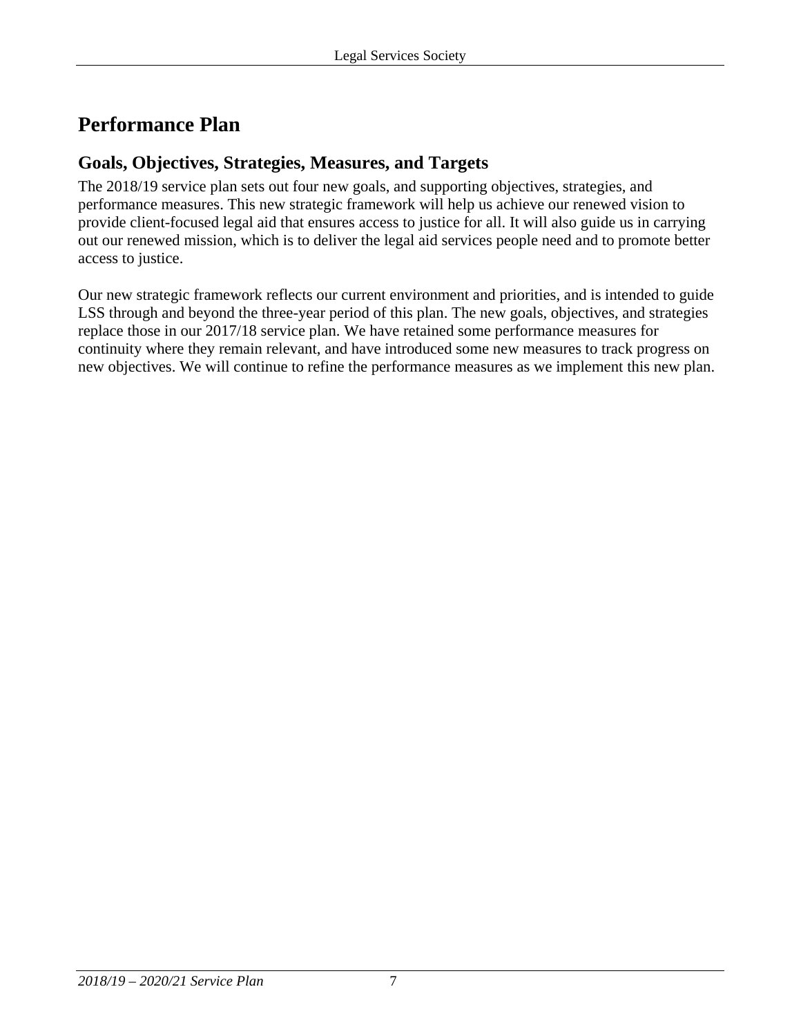# Performance Plan

## Goals, Objectives, Strategies, Measures, and Targets

The 2018/19 service plan sets out four new goals, and supporting objectives, strategies, and performance measures. This new strategic framework will help us achieve our renewed vision to provide client-focused legal aid that ensures access to justice for all. It will also guide us in carrying out our renewed mission, which is to deliver the legal aid services people need and to promote better access to justice.

Our new strategic framework reflects our current environment and priorities, and is intended to guide LSS through and beyond the three-year period of this plan. The new goals, objectives, and strategies replace those in our 2017/18 service plan. We have retained some performance measures for continuity where they remain relevant, and have introduced some new measures to track progress on new objectives. We will continue to refine the performance measures as we implement this new plan.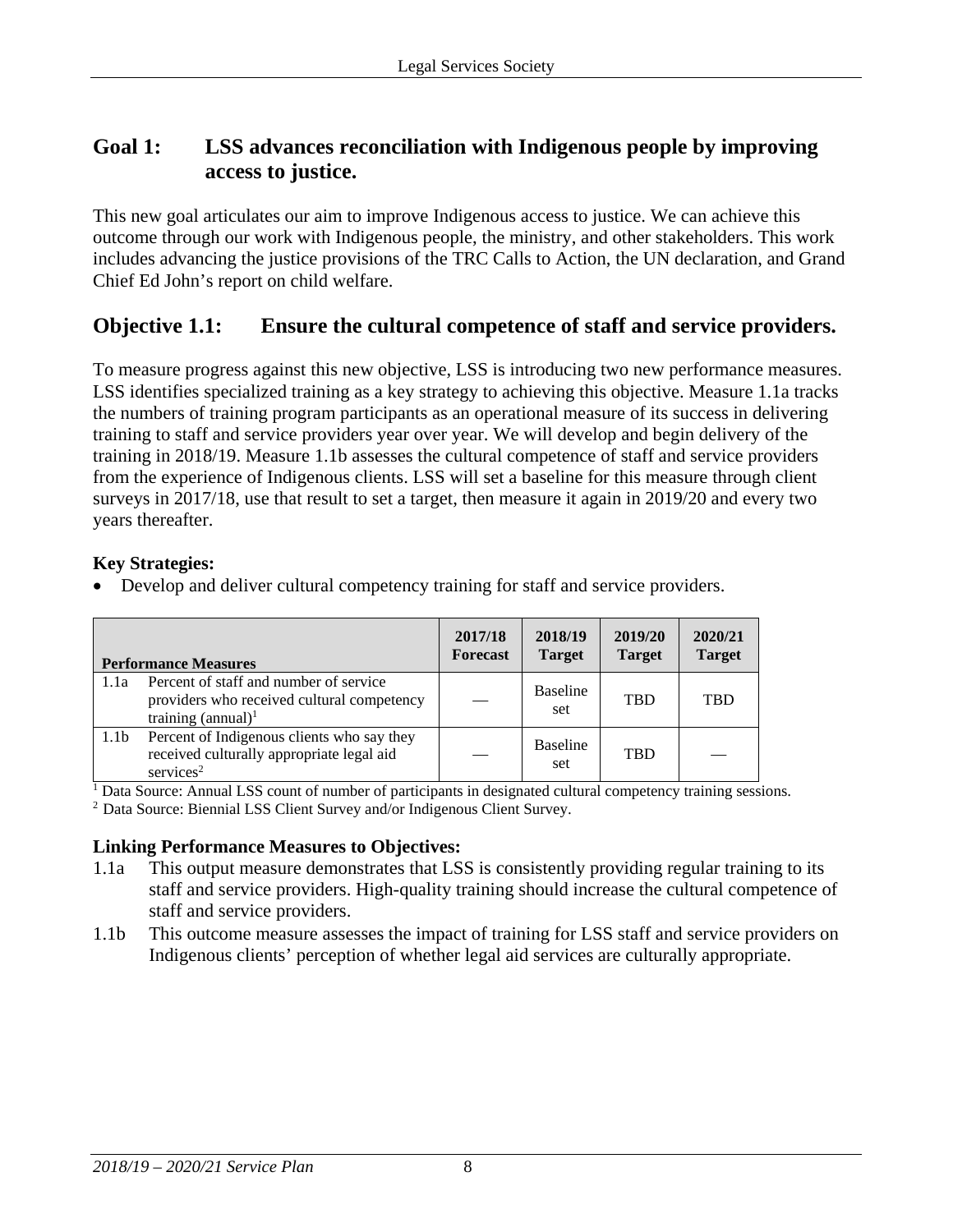## Goal 1: LSS advances reconciliation with Indigenous people by improving access to justice.

This new goal articulates our aim to improve Indigenous access to justice. We can achieve this outcome through our work with Indigenous people, the ministry, and other stakeholders. This work includes advancing the justice provisions of the TRC Calls to Action, the UN declaration, and Grand Chief Ed John's report on child welfare.

## Objective 1.1: Ensure the cultural competence of staff and service providers.

To measure progress against this new objective, LSS is introducing two new performance measures. LSS identifies specialized training as a key strategy to achieving this objective. Measure 1.1a tracks the numbers of training program participants as an operational measure of its success in delivering training to staff and service providers year over year. We will develop and begin delivery of the training in 2018/19. Measure 1.1b assesses the cultural competence of staff and service providers from the experience of Indigenous clients. LSS will set a baseline for this measure through client surveys in 2017/18, use that result to set a target, then measure it again in 2019/20 and every two years thereafter.

**Key Strategies:**

- Develop and deliver cultural competency training for staff and service providers.

| Performance Measures | | 2017/18 Forecast | 2018/19 Target | 2019/20 Target | 2020/21 Target |
|---|---|---|---|---|---|
| 1.1a | Percent of staff and number of service providers who received cultural competency training (annual)[1] | — | Baseline set | TBD | TBD |
| 1.1b | Percent of Indigenous clients who say they received culturally appropriate legal aid services[2] | — | Baseline set | TBD | — |

[1] Data Source: Annual LSS count of number of participants in designated cultural competency training sessions.

[2] Data Source: Biennial LSS Client Survey and/or Indigenous Client Survey.

**Linking Performance Measures to Objectives:**

1.1a This output measure demonstrates that LSS is consistently providing regular training to its staff and service providers. High-quality training should increase the cultural competence of staff and service providers.

1.1b This outcome measure assesses the impact of training for LSS staff and service providers on Indigenous clients' perception of whether legal aid services are culturally appropriate.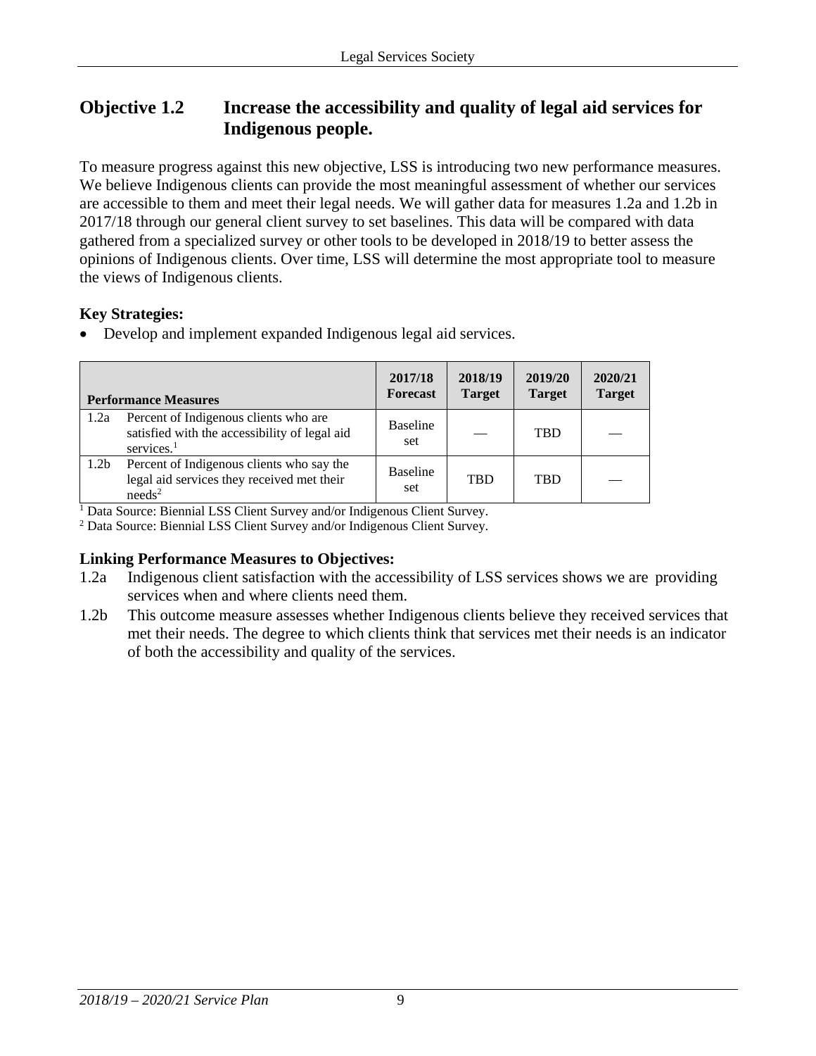## Objective 1.2 Increase the accessibility and quality of legal aid services for Indigenous people.

To measure progress against this new objective, LSS is introducing two new performance measures. We believe Indigenous clients can provide the most meaningful assessment of whether our services are accessible to them and meet their legal needs. We will gather data for measures 1.2a and 1.2b in 2017/18 through our general client survey to set baselines. This data will be compared with data gathered from a specialized survey or other tools to be developed in 2018/19 to better assess the opinions of Indigenous clients. Over time, LSS will determine the most appropriate tool to measure the views of Indigenous clients.

**Key Strategies:**

- Develop and implement expanded Indigenous legal aid services.

| | Performance Measures | 2017/18 Forecast | 2018/19 Target | 2019/20 Target | 2020/21 Target |
|---|---|---|---|---|---|
| 1.2a | Percent of Indigenous clients who are satisfied with the accessibility of legal aid services.[1] | Baseline set | — | TBD | — |
| 1.2b | Percent of Indigenous clients who say the legal aid services they received met their needs[2] | Baseline set | TBD | TBD | — |

[1] Data Source: Biennial LSS Client Survey and/or Indigenous Client Survey.
[2] Data Source: Biennial LSS Client Survey and/or Indigenous Client Survey.

**Linking Performance Measures to Objectives:**

1.2a Indigenous client satisfaction with the accessibility of LSS services shows we are providing services when and where clients need them.

1.2b This outcome measure assesses whether Indigenous clients believe they received services that met their needs. The degree to which clients think that services met their needs is an indicator of both the accessibility and quality of the services.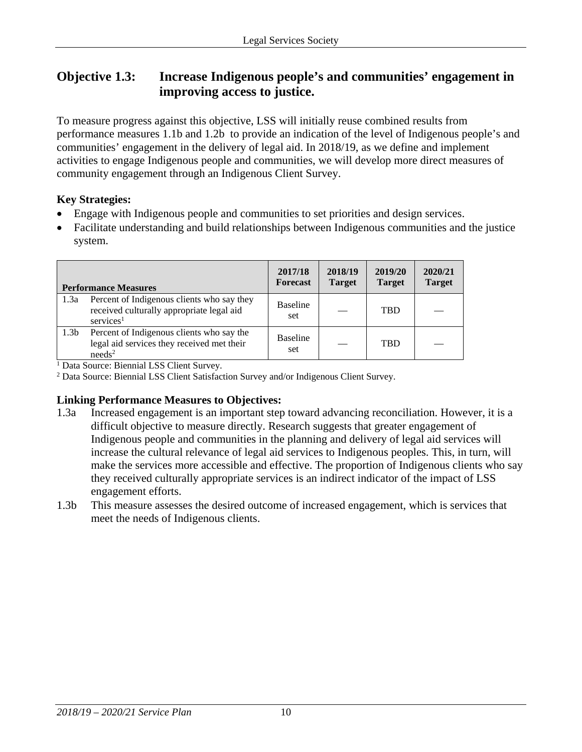## Objective 1.3: Increase Indigenous people's and communities' engagement in improving access to justice.

To measure progress against this objective, LSS will initially reuse combined results from performance measures 1.1b and 1.2b to provide an indication of the level of Indigenous people's and communities' engagement in the delivery of legal aid. In 2018/19, as we define and implement activities to engage Indigenous people and communities, we will develop more direct measures of community engagement through an Indigenous Client Survey.

**Key Strategies:**

- Engage with Indigenous people and communities to set priorities and design services.
- Facilitate understanding and build relationships between Indigenous communities and the justice system.

| Performance Measures | | 2017/18 Forecast | 2018/19 Target | 2019/20 Target | 2020/21 Target |
|---|---|---|---|---|---|
| 1.3a | Percent of Indigenous clients who say they received culturally appropriate legal aid services[1] | Baseline set | — | TBD | — |
| 1.3b | Percent of Indigenous clients who say the legal aid services they received met their needs[2] | Baseline set | — | TBD | — |

[1] Data Source: Biennial LSS Client Survey.

[2] Data Source: Biennial LSS Client Satisfaction Survey and/or Indigenous Client Survey.

**Linking Performance Measures to Objectives:**

1.3a Increased engagement is an important step toward advancing reconciliation. However, it is a difficult objective to measure directly. Research suggests that greater engagement of Indigenous people and communities in the planning and delivery of legal aid services will increase the cultural relevance of legal aid services to Indigenous peoples. This, in turn, will make the services more accessible and effective. The proportion of Indigenous clients who say they received culturally appropriate services is an indirect indicator of the impact of LSS engagement efforts.

1.3b This measure assesses the desired outcome of increased engagement, which is services that meet the needs of Indigenous clients.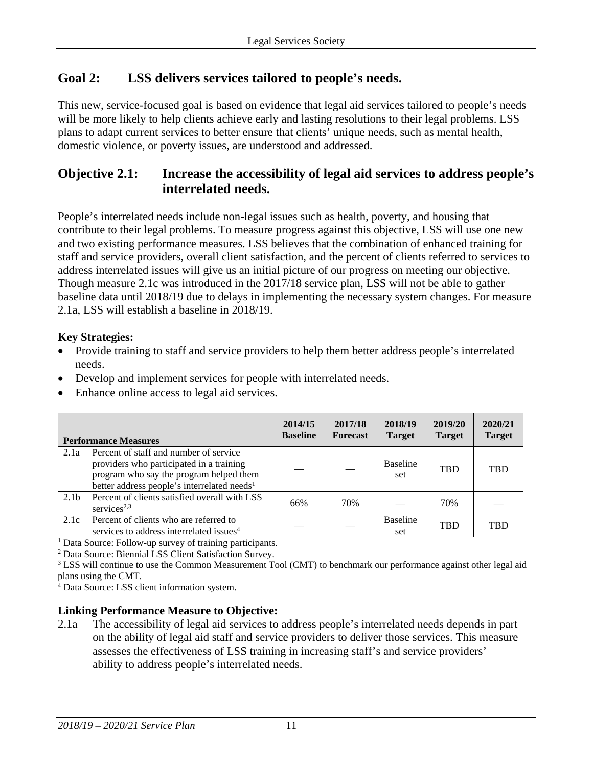## Goal 2: LSS delivers services tailored to people's needs.

This new, service-focused goal is based on evidence that legal aid services tailored to people's needs will be more likely to help clients achieve early and lasting resolutions to their legal problems. LSS plans to adapt current services to better ensure that clients' unique needs, such as mental health, domestic violence, or poverty issues, are understood and addressed.

## Objective 2.1: Increase the accessibility of legal aid services to address people's interrelated needs.

People's interrelated needs include non-legal issues such as health, poverty, and housing that contribute to their legal problems. To measure progress against this objective, LSS will use one new and two existing performance measures. LSS believes that the combination of enhanced training for staff and service providers, overall client satisfaction, and the percent of clients referred to services to address interrelated issues will give us an initial picture of our progress on meeting our objective. Though measure 2.1c was introduced in the 2017/18 service plan, LSS will not be able to gather baseline data until 2018/19 due to delays in implementing the necessary system changes. For measure 2.1a, LSS will establish a baseline in 2018/19.

**Key Strategies:**

- Provide training to staff and service providers to help them better address people's interrelated needs.
- Develop and implement services for people with interrelated needs.
- Enhance online access to legal aid services.

| | Performance Measures | 2014/15 Baseline | 2017/18 Forecast | 2018/19 Target | 2019/20 Target | 2020/21 Target |
|---|---|---|---|---|---|---|
| 2.1a | Percent of staff and number of service providers who participated in a training program who say the program helped them better address people's interrelated needs[1] | — | — | Baseline set | TBD | TBD |
| 2.1b | Percent of clients satisfied overall with LSS services[2,3] | 66% | 70% | — | 70% | — |
| 2.1c | Percent of clients who are referred to services to address interrelated issues[4] | — | — | Baseline set | TBD | TBD |

[1] Data Source: Follow-up survey of training participants.

[2] Data Source: Biennial LSS Client Satisfaction Survey.

[3] LSS will continue to use the Common Measurement Tool (CMT) to benchmark our performance against other legal aid plans using the CMT.

[4] Data Source: LSS client information system.

**Linking Performance Measure to Objective:**

2.1a The accessibility of legal aid services to address people's interrelated needs depends in part on the ability of legal aid staff and service providers to deliver those services. This measure assesses the effectiveness of LSS training in increasing staff's and service providers' ability to address people's interrelated needs.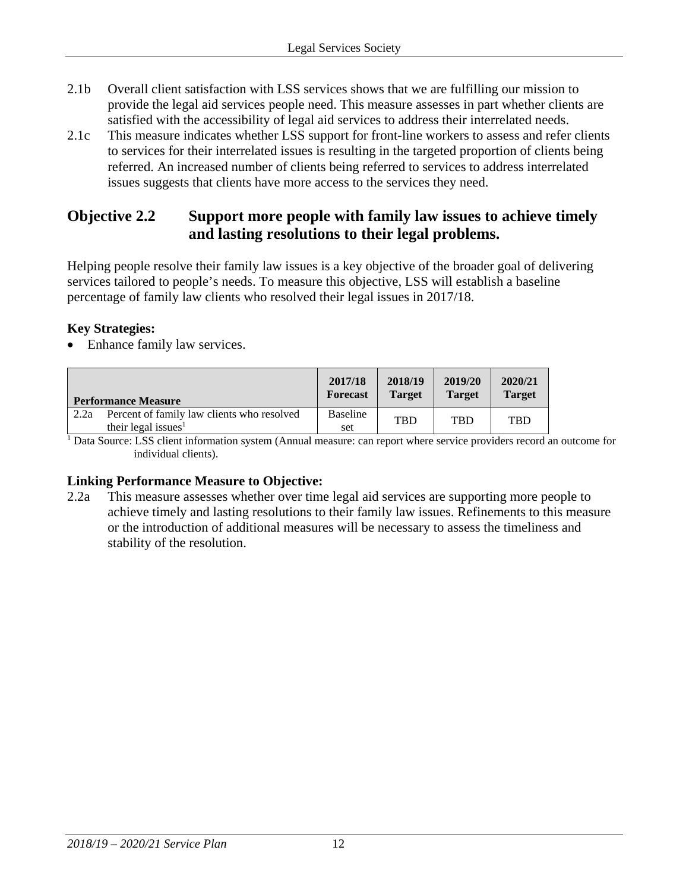2.1b Overall client satisfaction with LSS services shows that we are fulfilling our mission to provide the legal aid services people need. This measure assesses in part whether clients are satisfied with the accessibility of legal aid services to address their interrelated needs.

2.1c This measure indicates whether LSS support for front-line workers to assess and refer clients to services for their interrelated issues is resulting in the targeted proportion of clients being referred. An increased number of clients being referred to services to address interrelated issues suggests that clients have more access to the services they need.

## Objective 2.2 Support more people with family law issues to achieve timely and lasting resolutions to their legal problems.

Helping people resolve their family law issues is a key objective of the broader goal of delivering services tailored to people's needs. To measure this objective, LSS will establish a baseline percentage of family law clients who resolved their legal issues in 2017/18.

### Key Strategies:

- Enhance family law services.

| Performance Measure | | 2017/18 Forecast | 2018/19 Target | 2019/20 Target | 2020/21 Target |
|---|---|---|---|---|---|
| 2.2a | Percent of family law clients who resolved their legal issues[1] | Baseline set | TBD | TBD | TBD |

[1] Data Source: LSS client information system (Annual measure: can report where service providers record an outcome for individual clients).

### Linking Performance Measure to Objective:

2.2a This measure assesses whether over time legal aid services are supporting more people to achieve timely and lasting resolutions to their family law issues. Refinements to this measure or the introduction of additional measures will be necessary to assess the timeliness and stability of the resolution.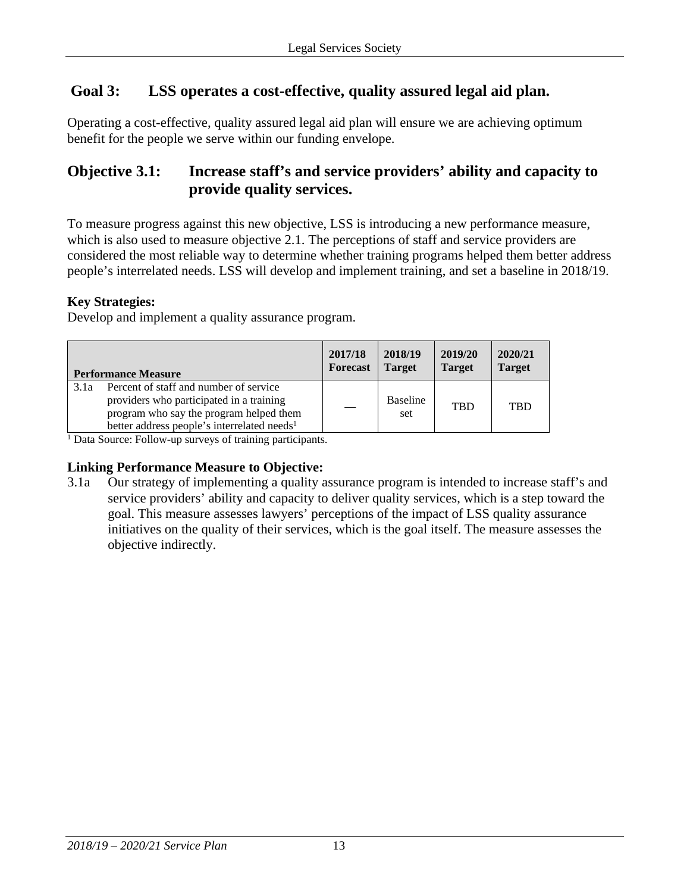## Goal 3: LSS operates a cost-effective, quality assured legal aid plan.

Operating a cost-effective, quality assured legal aid plan will ensure we are achieving optimum benefit for the people we serve within our funding envelope.

### Objective 3.1: Increase staff's and service providers' ability and capacity to provide quality services.

To measure progress against this new objective, LSS is introducing a new performance measure, which is also used to measure objective 2.1. The perceptions of staff and service providers are considered the most reliable way to determine whether training programs helped them better address people's interrelated needs. LSS will develop and implement training, and set a baseline in 2018/19.

**Key Strategies:**

Develop and implement a quality assurance program.

| Performance Measure | | 2017/18 Forecast | 2018/19 Target | 2019/20 Target | 2020/21 Target |
|---|---|---|---|---|---|
| 3.1a | Percent of staff and number of service providers who participated in a training program who say the program helped them better address people's interrelated needs[1] | — | Baseline set | TBD | TBD |

[1] Data Source: Follow-up surveys of training participants.

**Linking Performance Measure to Objective:**

3.1a Our strategy of implementing a quality assurance program is intended to increase staff's and service providers' ability and capacity to deliver quality services, which is a step toward the goal. This measure assesses lawyers' perceptions of the impact of LSS quality assurance initiatives on the quality of their services, which is the goal itself. The measure assesses the objective indirectly.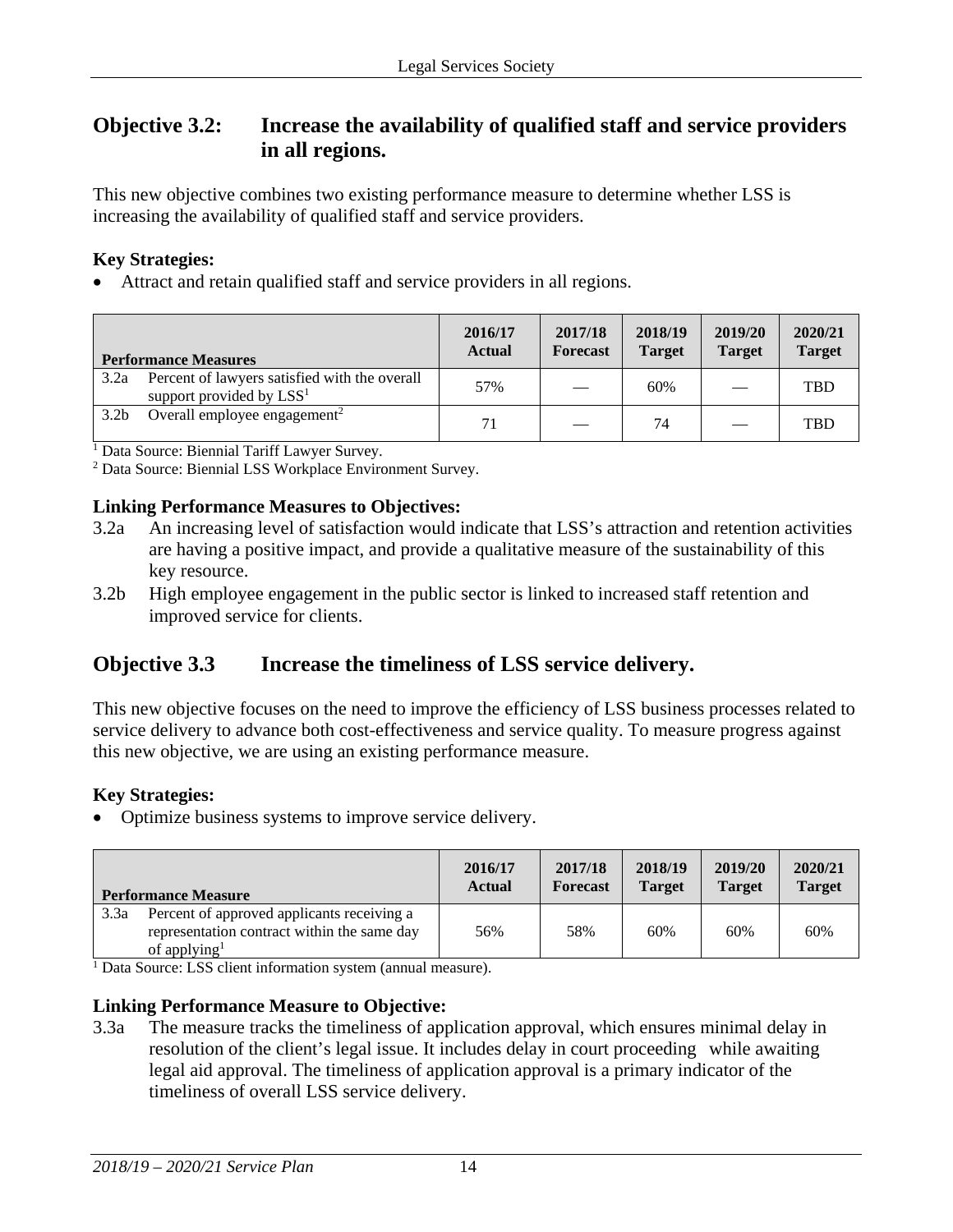## Objective 3.2: Increase the availability of qualified staff and service providers in all regions.

This new objective combines two existing performance measure to determine whether LSS is increasing the availability of qualified staff and service providers.

**Key Strategies:**

- Attract and retain qualified staff and service providers in all regions.

| Performance Measures | 2016/17 Actual | 2017/18 Forecast | 2018/19 Target | 2019/20 Target | 2020/21 Target |
|---|---|---|---|---|---|
| 3.2a Percent of lawyers satisfied with the overall support provided by LSS[1] | 57% | — | 60% | — | TBD |
| 3.2b Overall employee engagement[2] | 71 | — | 74 | — | TBD |

[1] Data Source: Biennial Tariff Lawyer Survey.
[2] Data Source: Biennial LSS Workplace Environment Survey.

**Linking Performance Measures to Objectives:**

3.2a An increasing level of satisfaction would indicate that LSS's attraction and retention activities are having a positive impact, and provide a qualitative measure of the sustainability of this key resource.

3.2b High employee engagement in the public sector is linked to increased staff retention and improved service for clients.

## Objective 3.3 Increase the timeliness of LSS service delivery.

This new objective focuses on the need to improve the efficiency of LSS business processes related to service delivery to advance both cost-effectiveness and service quality. To measure progress against this new objective, we are using an existing performance measure.

**Key Strategies:**

- Optimize business systems to improve service delivery.

| Performance Measure | 2016/17 Actual | 2017/18 Forecast | 2018/19 Target | 2019/20 Target | 2020/21 Target |
|---|---|---|---|---|---|
| 3.3a Percent of approved applicants receiving a representation contract within the same day of applying[1] | 56% | 58% | 60% | 60% | 60% |

[1] Data Source: LSS client information system (annual measure).

**Linking Performance Measure to Objective:**

3.3a The measure tracks the timeliness of application approval, which ensures minimal delay in resolution of the client's legal issue. It includes delay in court proceeding while awaiting legal aid approval. The timeliness of application approval is a primary indicator of the timeliness of overall LSS service delivery.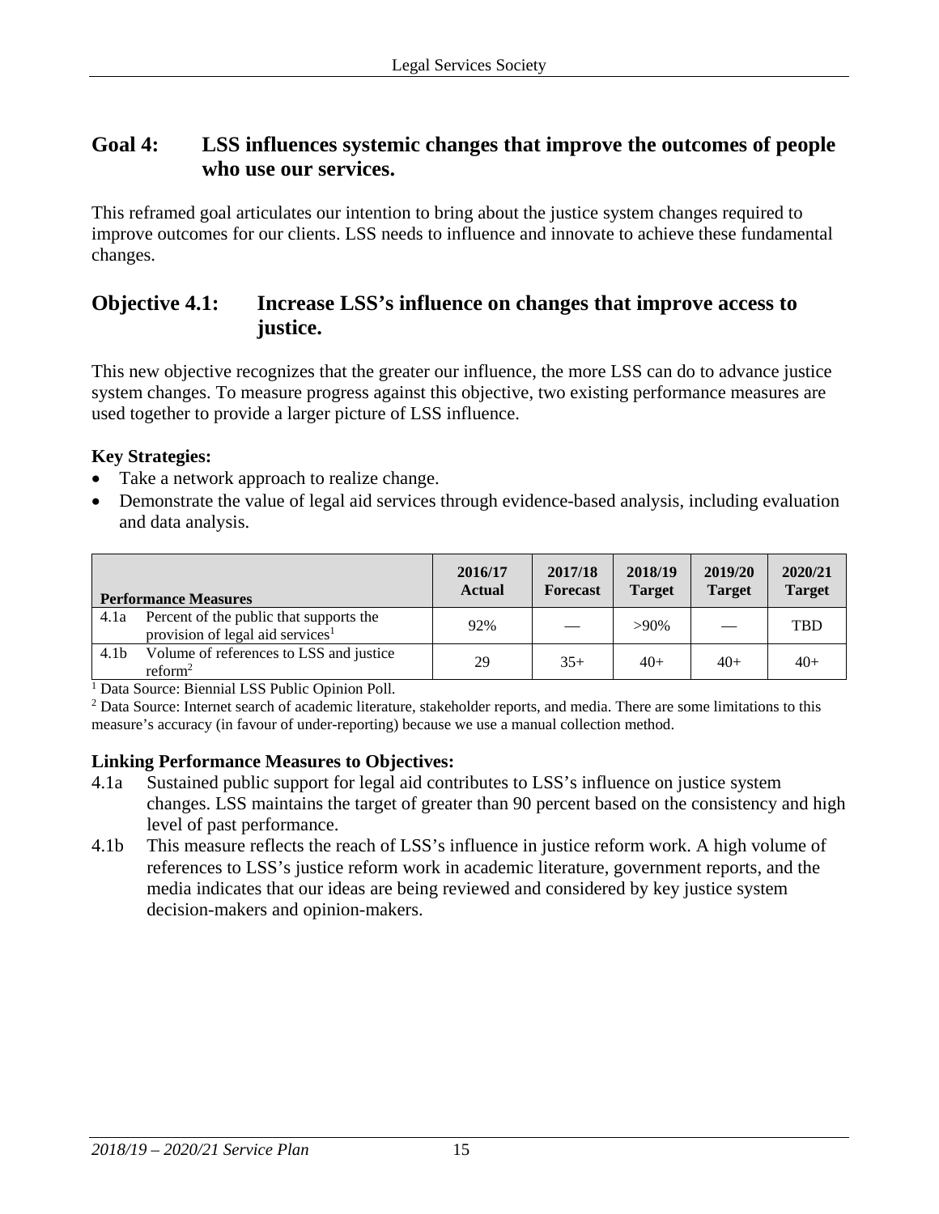## Goal 4: LSS influences systemic changes that improve the outcomes of people who use our services.

This reframed goal articulates our intention to bring about the justice system changes required to improve outcomes for our clients. LSS needs to influence and innovate to achieve these fundamental changes.

## Objective 4.1: Increase LSS's influence on changes that improve access to justice.

This new objective recognizes that the greater our influence, the more LSS can do to advance justice system changes. To measure progress against this objective, two existing performance measures are used together to provide a larger picture of LSS influence.

**Key Strategies:**

- Take a network approach to realize change.
- Demonstrate the value of legal aid services through evidence-based analysis, including evaluation and data analysis.

| Performance Measures | 2016/17 Actual | 2017/18 Forecast | 2018/19 Target | 2019/20 Target | 2020/21 Target |
|---|---|---|---|---|---|
| 4.1a Percent of the public that supports the provision of legal aid services[1] | 92% | — | >90% | — | TBD |
| 4.1b Volume of references to LSS and justice reform[2] | 29 | 35+ | 40+ | 40+ | 40+ |

[1] Data Source: Biennial LSS Public Opinion Poll.

[2] Data Source: Internet search of academic literature, stakeholder reports, and media. There are some limitations to this measure's accuracy (in favour of under-reporting) because we use a manual collection method.

**Linking Performance Measures to Objectives:**

4.1a Sustained public support for legal aid contributes to LSS's influence on justice system changes. LSS maintains the target of greater than 90 percent based on the consistency and high level of past performance.

4.1b This measure reflects the reach of LSS's influence in justice reform work. A high volume of references to LSS's justice reform work in academic literature, government reports, and the media indicates that our ideas are being reviewed and considered by key justice system decision-makers and opinion-makers.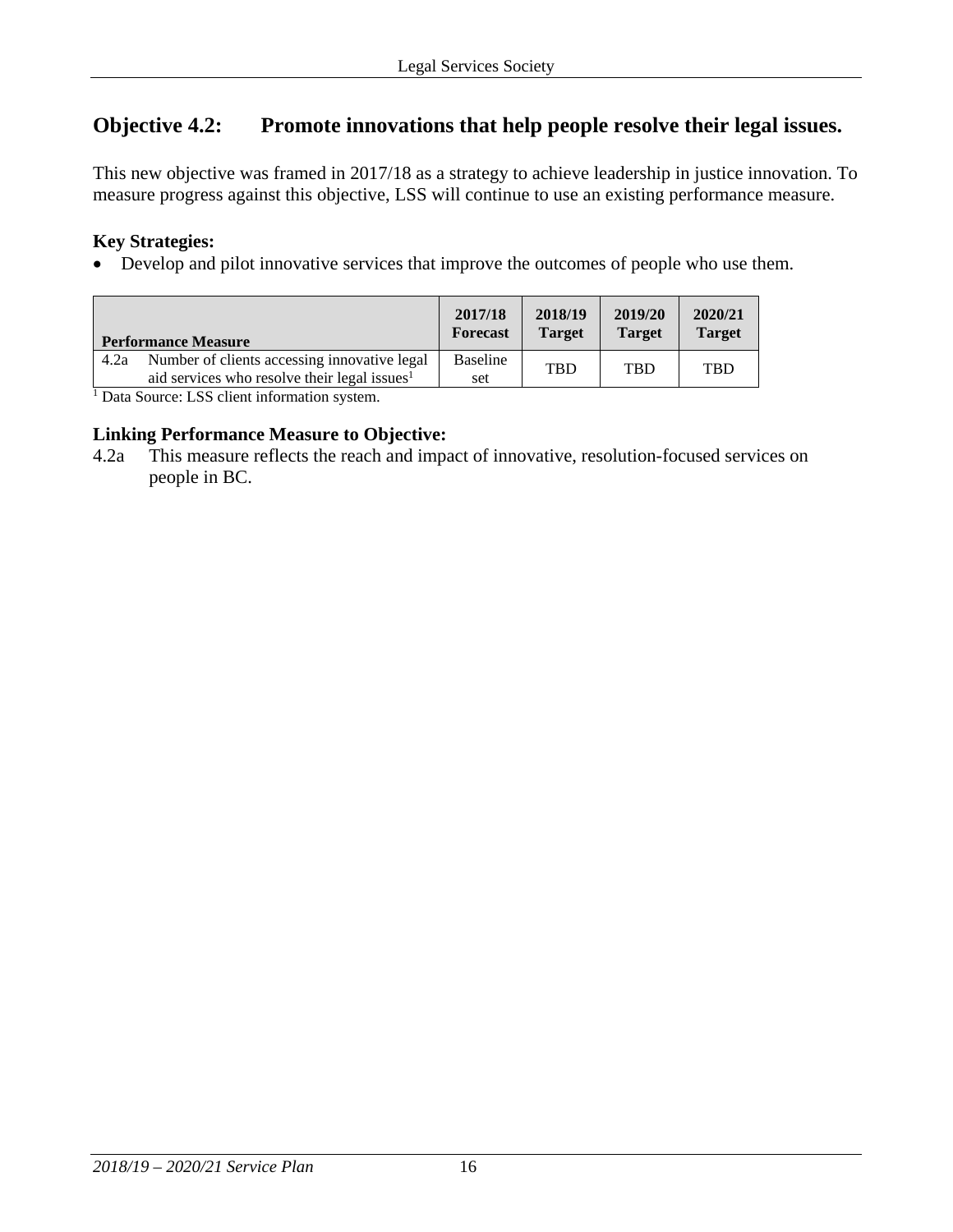## Objective 4.2: Promote innovations that help people resolve their legal issues.

This new objective was framed in 2017/18 as a strategy to achieve leadership in justice innovation. To measure progress against this objective, LSS will continue to use an existing performance measure.

**Key Strategies:**

- Develop and pilot innovative services that improve the outcomes of people who use them.

| Performance Measure | | 2017/18 Forecast | 2018/19 Target | 2019/20 Target | 2020/21 Target |
|---|---|---|---|---|---|
| 4.2a | Number of clients accessing innovative legal aid services who resolve their legal issues[1] | Baseline set | TBD | TBD | TBD |

[1] Data Source: LSS client information system.

**Linking Performance Measure to Objective:**

4.2a This measure reflects the reach and impact of innovative, resolution-focused services on people in BC.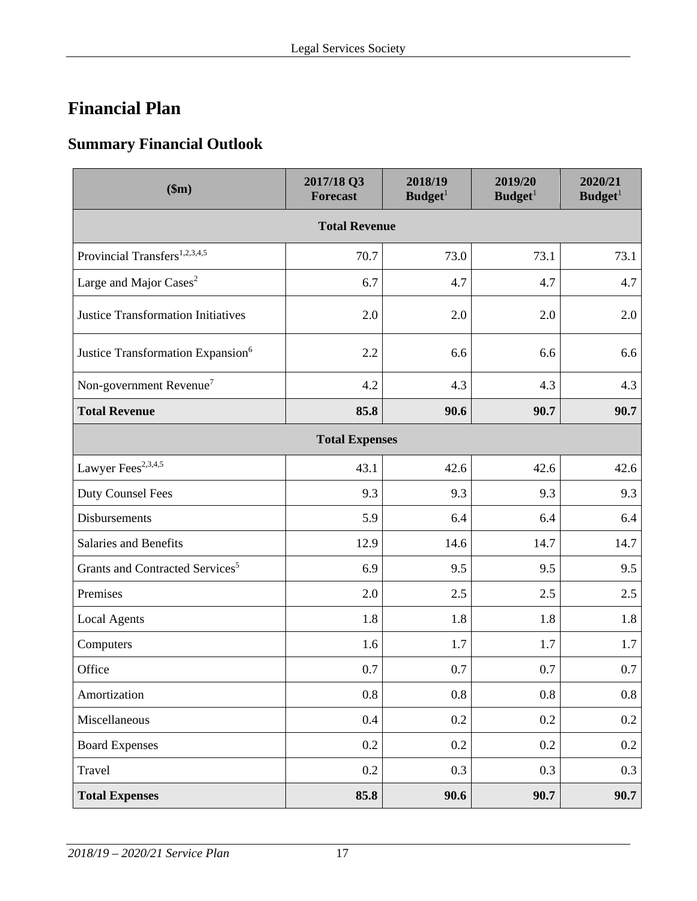# Financial Plan

## Summary Financial Outlook

| ($m) | 2017/18 Q3 Forecast | 2018/19 Budget[1] | 2019/20 Budget[1] | 2020/21 Budget[1] |
|---|---|---|---|---|
| **Total Revenue** | | | | |
| Provincial Transfers[1,2,3,4,5] | 70.7 | 73.0 | 73.1 | 73.1 |
| Large and Major Cases[2] | 6.7 | 4.7 | 4.7 | 4.7 |
| Justice Transformation Initiatives | 2.0 | 2.0 | 2.0 | 2.0 |
| Justice Transformation Expansion[6] | 2.2 | 6.6 | 6.6 | 6.6 |
| Non-government Revenue[7] | 4.2 | 4.3 | 4.3 | 4.3 |
| **Total Revenue** | **85.8** | **90.6** | **90.7** | **90.7** |
| **Total Expenses** | | | | |
| Lawyer Fees[2,3,4,5] | 43.1 | 42.6 | 42.6 | 42.6 |
| Duty Counsel Fees | 9.3 | 9.3 | 9.3 | 9.3 |
| Disbursements | 5.9 | 6.4 | 6.4 | 6.4 |
| Salaries and Benefits | 12.9 | 14.6 | 14.7 | 14.7 |
| Grants and Contracted Services[5] | 6.9 | 9.5 | 9.5 | 9.5 |
| Premises | 2.0 | 2.5 | 2.5 | 2.5 |
| Local Agents | 1.8 | 1.8 | 1.8 | 1.8 |
| Computers | 1.6 | 1.7 | 1.7 | 1.7 |
| Office | 0.7 | 0.7 | 0.7 | 0.7 |
| Amortization | 0.8 | 0.8 | 0.8 | 0.8 |
| Miscellaneous | 0.4 | 0.2 | 0.2 | 0.2 |
| Board Expenses | 0.2 | 0.2 | 0.2 | 0.2 |
| Travel | 0.2 | 0.3 | 0.3 | 0.3 |
| **Total Expenses** | **85.8** | **90.6** | **90.7** | **90.7** |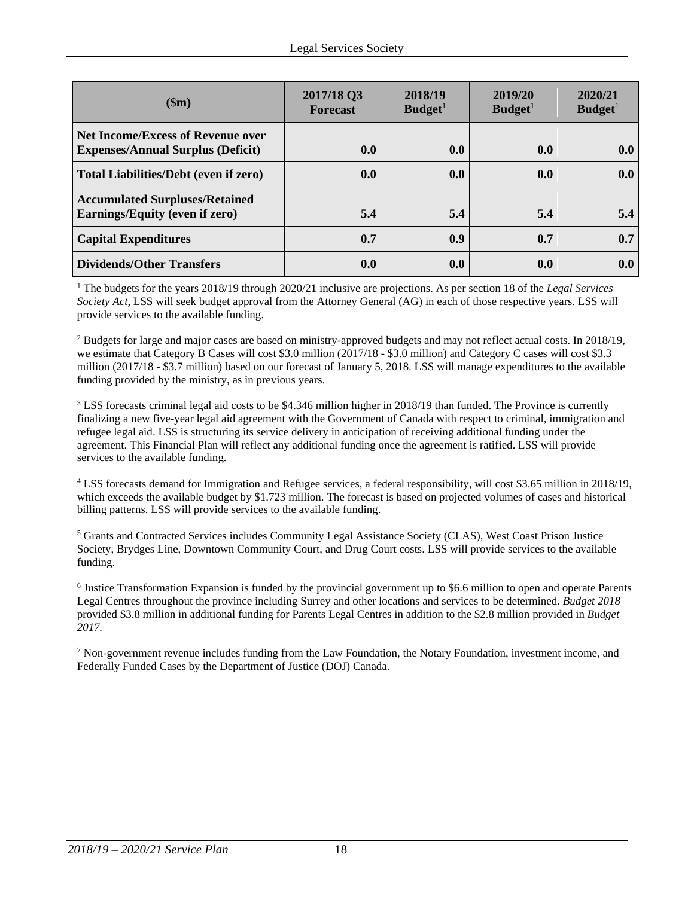| ($m) | 2017/18 Q3 Forecast | 2018/19 Budget[1] | 2019/20 Budget[1] | 2020/21 Budget[1] |
|---|---|---|---|---|
| **Net Income/Excess of Revenue over Expenses/Annual Surplus (Deficit)** | **0.0** | **0.0** | **0.0** | **0.0** |
| **Total Liabilities/Debt (even if zero)** | **0.0** | **0.0** | **0.0** | **0.0** |
| **Accumulated Surpluses/Retained Earnings/Equity (even if zero)** | **5.4** | **5.4** | **5.4** | **5.4** |
| **Capital Expenditures** | **0.7** | **0.9** | **0.7** | **0.7** |
| **Dividends/Other Transfers** | **0.0** | **0.0** | **0.0** | **0.0** |

[1] The budgets for the years 2018/19 through 2020/21 inclusive are projections. As per section 18 of the *Legal Services Society Act*, LSS will seek budget approval from the Attorney General (AG) in each of those respective years. LSS will provide services to the available funding.

[2] Budgets for large and major cases are based on ministry-approved budgets and may not reflect actual costs. In 2018/19, we estimate that Category B Cases will cost $3.0 million (2017/18 - $3.0 million) and Category C cases will cost $3.3 million (2017/18 - $3.7 million) based on our forecast of January 5, 2018. LSS will manage expenditures to the available funding provided by the ministry, as in previous years.

[3] LSS forecasts criminal legal aid costs to be $4.346 million higher in 2018/19 than funded. The Province is currently finalizing a new five-year legal aid agreement with the Government of Canada with respect to criminal, immigration and refugee legal aid. LSS is structuring its service delivery in anticipation of receiving additional funding under the agreement. This Financial Plan will reflect any additional funding once the agreement is ratified. LSS will provide services to the available funding.

[4] LSS forecasts demand for Immigration and Refugee services, a federal responsibility, will cost $3.65 million in 2018/19, which exceeds the available budget by $1.723 million. The forecast is based on projected volumes of cases and historical billing patterns. LSS will provide services to the available funding.

[5] Grants and Contracted Services includes Community Legal Assistance Society (CLAS), West Coast Prison Justice Society, Brydges Line, Downtown Community Court, and Drug Court costs. LSS will provide services to the available funding.

[6] Justice Transformation Expansion is funded by the provincial government up to $6.6 million to open and operate Parents Legal Centres throughout the province including Surrey and other locations and services to be determined. *Budget 2018* provided $3.8 million in additional funding for Parents Legal Centres in addition to the $2.8 million provided in *Budget 2017*.

[7] Non-government revenue includes funding from the Law Foundation, the Notary Foundation, investment income, and Federally Funded Cases by the Department of Justice (DOJ) Canada.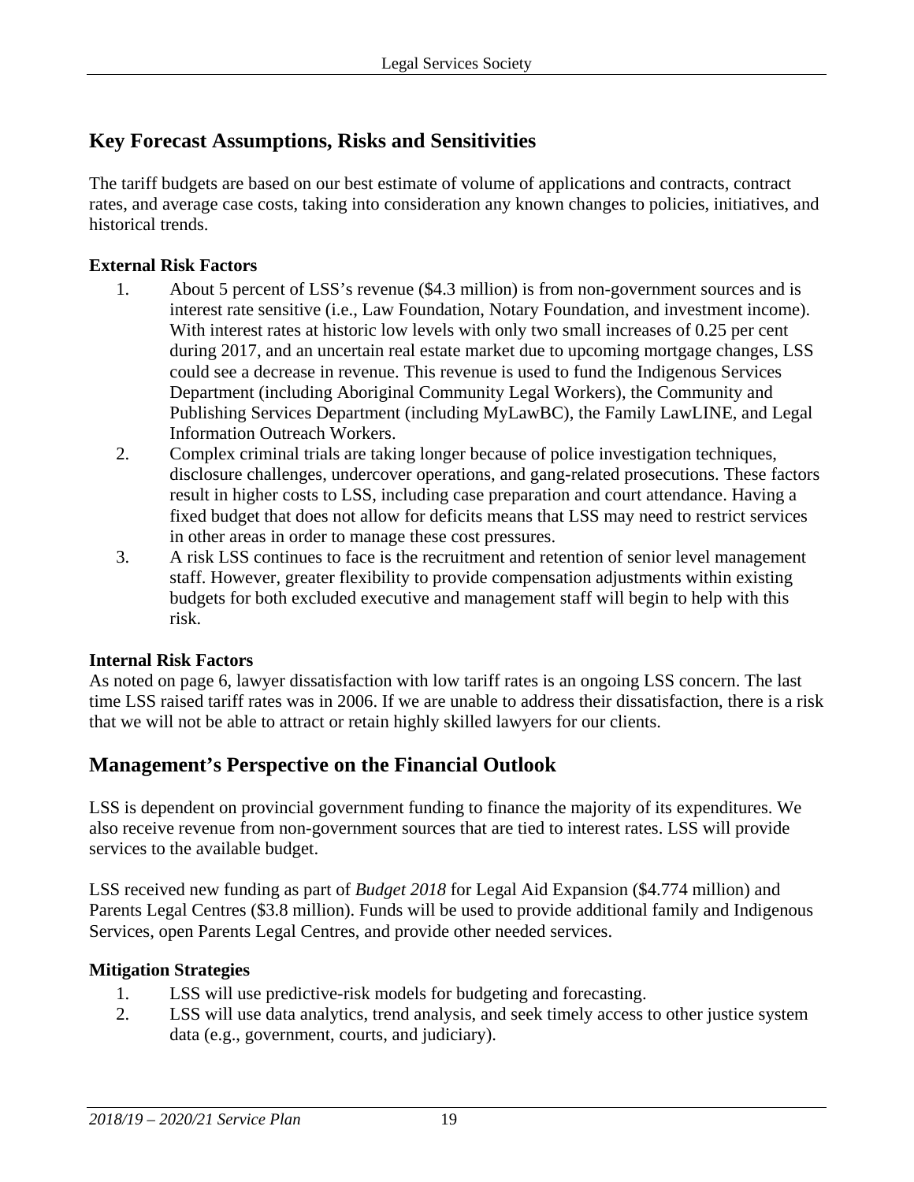## Key Forecast Assumptions, Risks and Sensitivities

The tariff budgets are based on our best estimate of volume of applications and contracts, contract rates, and average case costs, taking into consideration any known changes to policies, initiatives, and historical trends.

### External Risk Factors

1. About 5 percent of LSS's revenue ($4.3 million) is from non-government sources and is interest rate sensitive (i.e., Law Foundation, Notary Foundation, and investment income). With interest rates at historic low levels with only two small increases of 0.25 per cent during 2017, and an uncertain real estate market due to upcoming mortgage changes, LSS could see a decrease in revenue. This revenue is used to fund the Indigenous Services Department (including Aboriginal Community Legal Workers), the Community and Publishing Services Department (including MyLawBC), the Family LawLINE, and Legal Information Outreach Workers.
2. Complex criminal trials are taking longer because of police investigation techniques, disclosure challenges, undercover operations, and gang-related prosecutions. These factors result in higher costs to LSS, including case preparation and court attendance. Having a fixed budget that does not allow for deficits means that LSS may need to restrict services in other areas in order to manage these cost pressures.
3. A risk LSS continues to face is the recruitment and retention of senior level management staff. However, greater flexibility to provide compensation adjustments within existing budgets for both excluded executive and management staff will begin to help with this risk.

### Internal Risk Factors

As noted on page 6, lawyer dissatisfaction with low tariff rates is an ongoing LSS concern. The last time LSS raised tariff rates was in 2006. If we are unable to address their dissatisfaction, there is a risk that we will not be able to attract or retain highly skilled lawyers for our clients.

## Management's Perspective on the Financial Outlook

LSS is dependent on provincial government funding to finance the majority of its expenditures. We also receive revenue from non-government sources that are tied to interest rates. LSS will provide services to the available budget.

LSS received new funding as part of *Budget 2018* for Legal Aid Expansion ($4.774 million) and Parents Legal Centres ($3.8 million). Funds will be used to provide additional family and Indigenous Services, open Parents Legal Centres, and provide other needed services.

### Mitigation Strategies

1. LSS will use predictive-risk models for budgeting and forecasting.
2. LSS will use data analytics, trend analysis, and seek timely access to other justice system data (e.g., government, courts, and judiciary).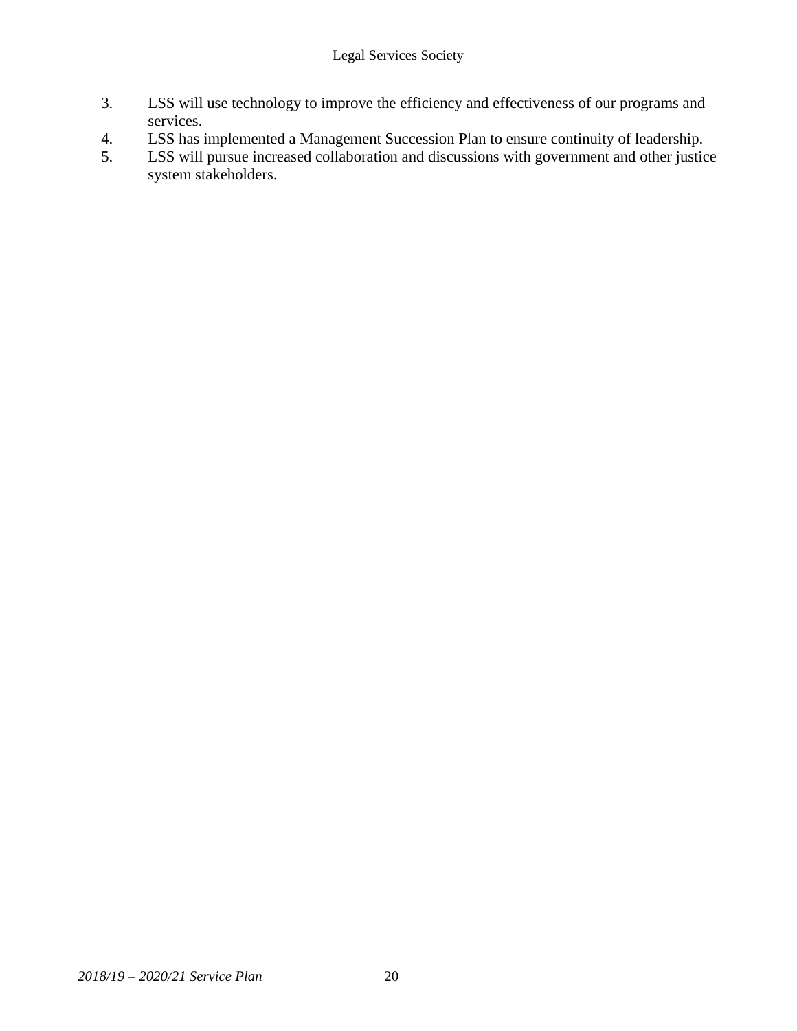3. LSS will use technology to improve the efficiency and effectiveness of our programs and services.
4. LSS has implemented a Management Succession Plan to ensure continuity of leadership.
5. LSS will pursue increased collaboration and discussions with government and other justice system stakeholders.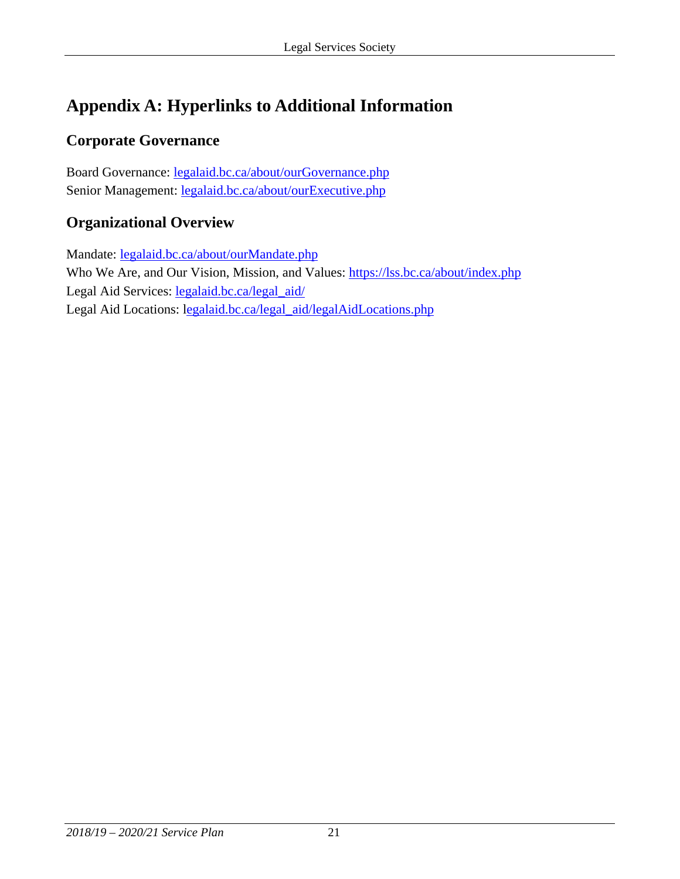# Appendix A: Hyperlinks to Additional Information

## Corporate Governance

Board Governance: legalaid.bc.ca/about/ourGovernance.php
Senior Management: legalaid.bc.ca/about/ourExecutive.php

## Organizational Overview

Mandate: legalaid.bc.ca/about/ourMandate.php
Who We Are, and Our Vision, Mission, and Values: https://lss.bc.ca/about/index.php
Legal Aid Services: legalaid.bc.ca/legal_aid/
Legal Aid Locations: legalaid.bc.ca/legal_aid/legalAidLocations.php